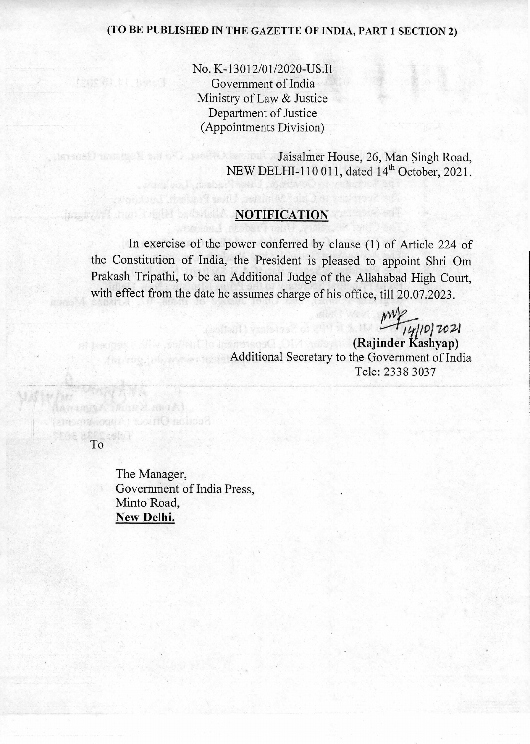**(TO BE PUBLISHED IN THE GAZETTE OF INDIA, PART 1 SECTION 2)**

No. K-13012/01/2020-US.II
Government of India
Ministry of Law & Justice
Department of Justice
(Appointments Division)

Jaisalmer House, 26, Man Singh Road,
NEW DELHI-110 011, dated 14th October, 2021.

## NOTIFICATION

In exercise of the power conferred by clause (1) of Article 224 of the Constitution of India, the President is pleased to appoint Shri Om Prakash Tripathi, to be an Additional Judge of the Allahabad High Court, with effect from the date he assumes charge of his office, till 20.07.2023.

14/10/2021
**(Rajinder Kashyap)**
Additional Secretary to the Government of India
Tele: 2338 3037

To

The Manager,
Government of India Press,
Minto Road,
**New Delhi.**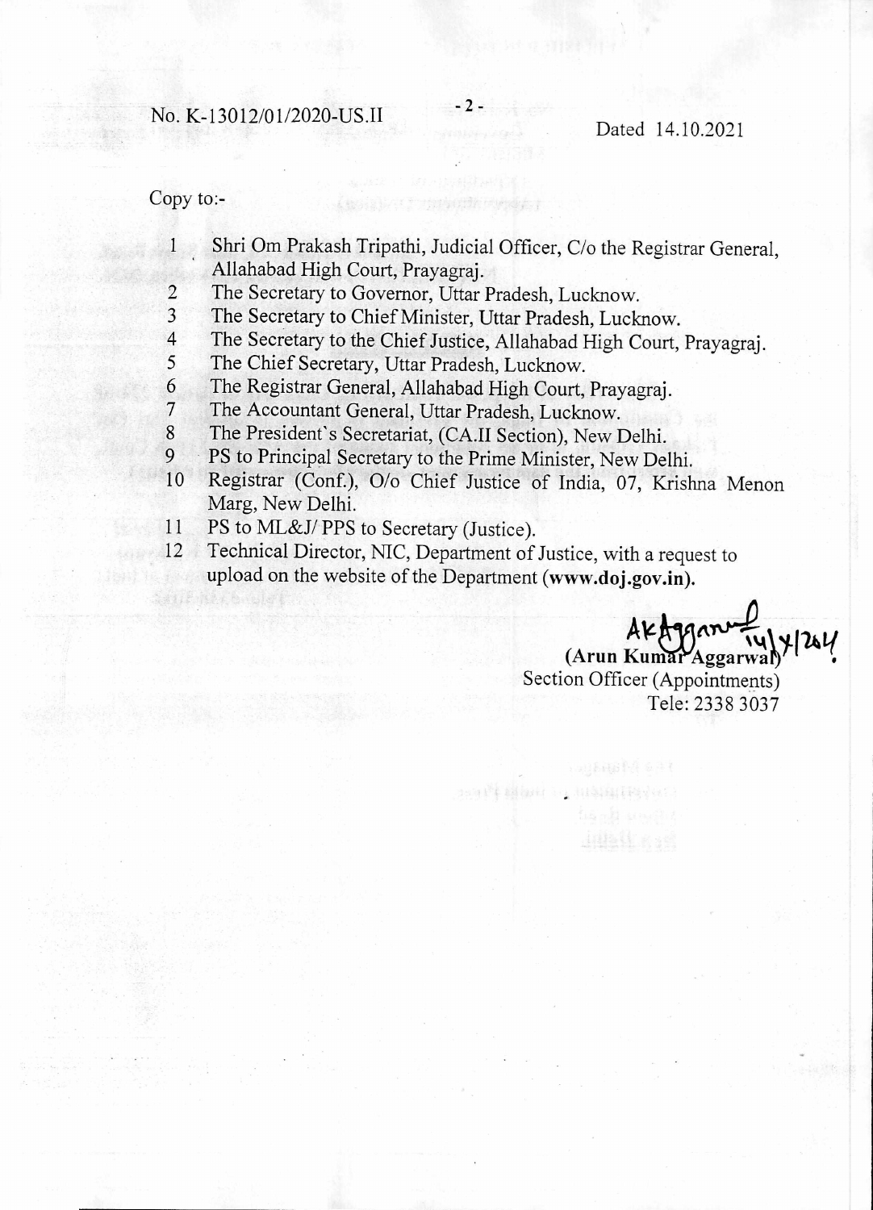No. K-13012/01/2020-US.II

Dated 14.10.2021

Copy to:-

1. Shri Om Prakash Tripathi, Judicial Officer, C/o the Registrar General, Allahabad High Court, Prayagraj.
2. The Secretary to Governor, Uttar Pradesh, Lucknow.
3. The Secretary to Chief Minister, Uttar Pradesh, Lucknow.
4. The Secretary to the Chief Justice, Allahabad High Court, Prayagraj.
5. The Chief Secretary, Uttar Pradesh, Lucknow.
6. The Registrar General, Allahabad High Court, Prayagraj.
7. The Accountant General, Uttar Pradesh, Lucknow.
8. The President`s Secretariat, (CA.II Section), New Delhi.
9. PS to Principal Secretary to the Prime Minister, New Delhi.
10. Registrar (Conf.), O/o Chief Justice of India, 07, Krishna Menon Marg, New Delhi.
11. PS to ML&J/ PPS to Secretary (Justice).
12. Technical Director, NIC, Department of Justice, with a request to upload on the website of the Department (**www.doj.gov.in**).

AkAggarwal 14/x/2021

**(Arun Kumar Aggarwal)**
Section Officer (Appointments)
Tele: 2338 3037